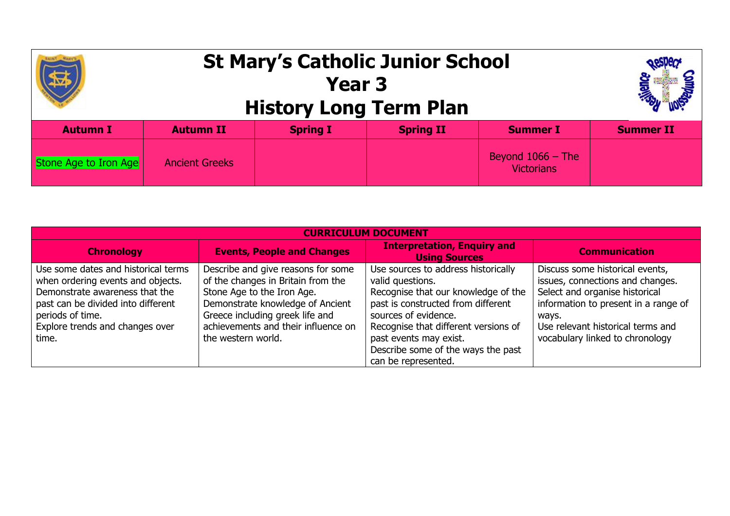# St Mary's Catholic Junior School
## Year 3
## History Long Term Plan

| Autumn I | Autumn II | Spring I | Spring II | Summer I | Summer II |
|---|---|---|---|---|---|
| Stone Age to Iron Age | Ancient Greeks | | | Beyond 1066 – The Victorians | |

| CURRICULUM DOCUMENT | | | |
|---|---|---|---|
| **Chronology** | **Events, People and Changes** | **Interpretation, Enquiry and Using Sources** | **Communication** |
| Use some dates and historical terms when ordering events and objects.<br>Demonstrate awareness that the past can be divided into different periods of time.<br>Explore trends and changes over time. | Describe and give reasons for some of the changes in Britain from the Stone Age to the Iron Age.<br>Demonstrate knowledge of Ancient Greece including greek life and achievements and their influence on the western world. | Use sources to address historically valid questions.<br>Recognise that our knowledge of the past is constructed from different sources of evidence.<br>Recognise that different versions of past events may exist.<br>Describe some of the ways the past can be represented. | Discuss some historical events, issues, connections and changes.<br>Select and organise historical information to present in a range of ways.<br>Use relevant historical terms and vocabulary linked to chronology |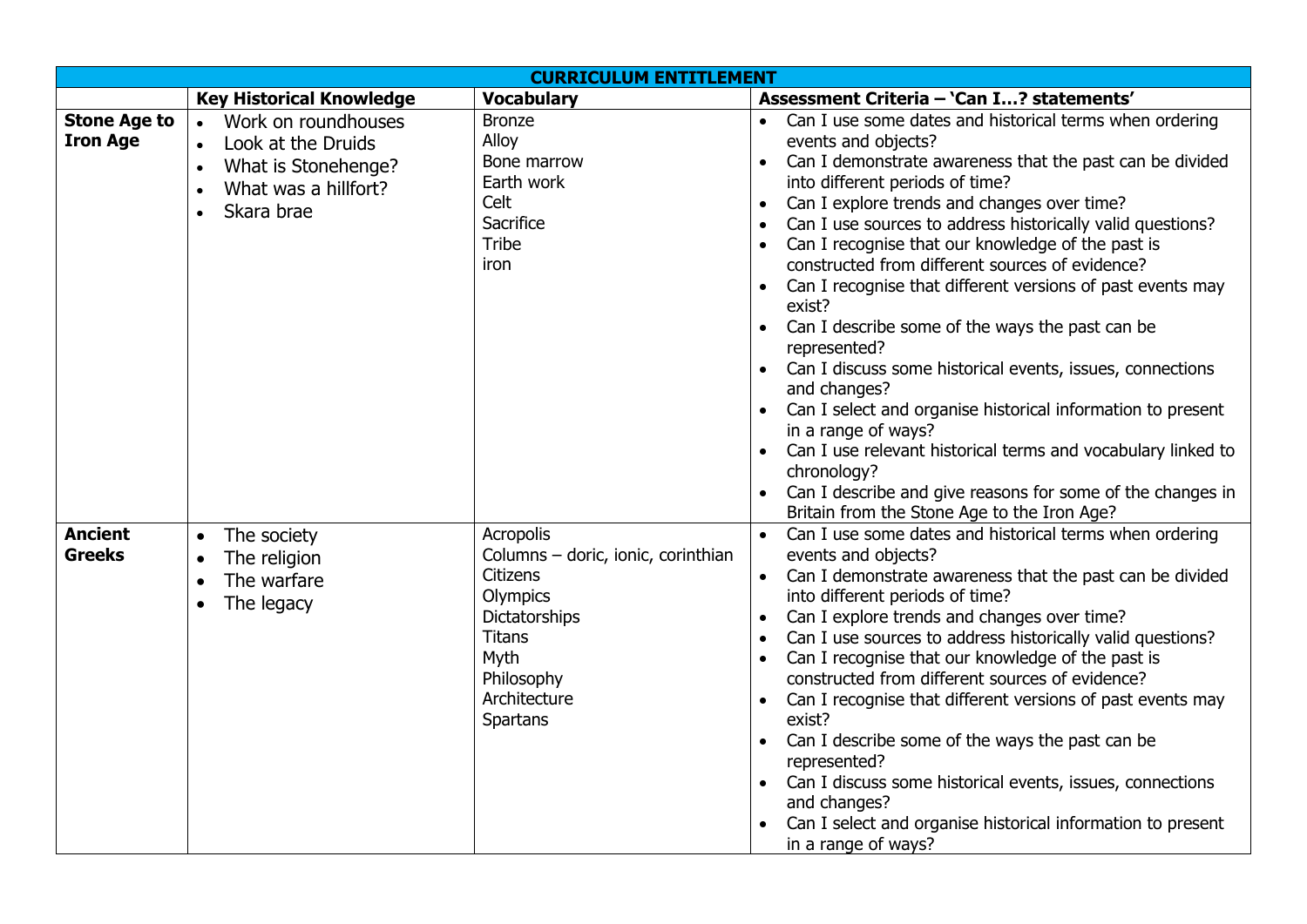| CURRICULUM ENTITLEMENT | | | |
|---|---|---|---|
| | **Key Historical Knowledge** | **Vocabulary** | **Assessment Criteria – 'Can I…? statements'** |
| **Stone Age to Iron Age** | • Work on roundhouses<br>• Look at the Druids<br>• What is Stonehenge?<br>• What was a hillfort?<br>• Skara brae | Bronze<br>Alloy<br>Bone marrow<br>Earth work<br>Celt<br>Sacrifice<br>Tribe<br>iron | • Can I use some dates and historical terms when ordering events and objects?<br>• Can I demonstrate awareness that the past can be divided into different periods of time?<br>• Can I explore trends and changes over time?<br>• Can I use sources to address historically valid questions?<br>• Can I recognise that our knowledge of the past is constructed from different sources of evidence?<br>• Can I recognise that different versions of past events may exist?<br>• Can I describe some of the ways the past can be represented?<br>• Can I discuss some historical events, issues, connections and changes?<br>• Can I select and organise historical information to present in a range of ways?<br>• Can I use relevant historical terms and vocabulary linked to chronology?<br>• Can I describe and give reasons for some of the changes in Britain from the Stone Age to the Iron Age? |
| **Ancient Greeks** | • The society<br>• The religion<br>• The warfare<br>• The legacy | Acropolis<br>Columns – doric, ionic, corinthian<br>Citizens<br>Olympics<br>Dictatorships<br>Titans<br>Myth<br>Philosophy<br>Architecture<br>Spartans | • Can I use some dates and historical terms when ordering events and objects?<br>• Can I demonstrate awareness that the past can be divided into different periods of time?<br>• Can I explore trends and changes over time?<br>• Can I use sources to address historically valid questions?<br>• Can I recognise that our knowledge of the past is constructed from different sources of evidence?<br>• Can I recognise that different versions of past events may exist?<br>• Can I describe some of the ways the past can be represented?<br>• Can I discuss some historical events, issues, connections and changes?<br>• Can I select and organise historical information to present in a range of ways? |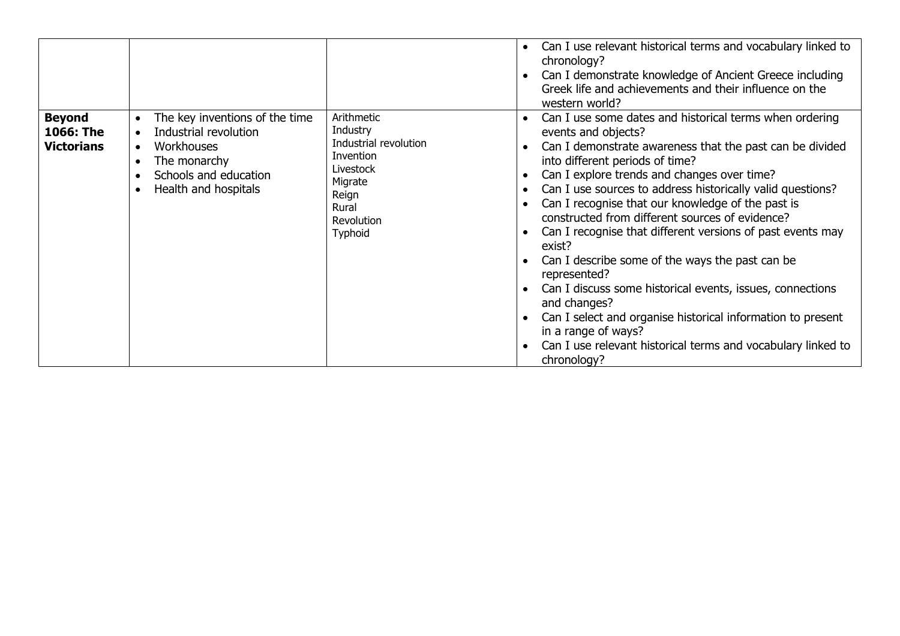| | | | |
|---|---|---|---|
| | | | • Can I use relevant historical terms and vocabulary linked to chronology?<br>• Can I demonstrate knowledge of Ancient Greece including Greek life and achievements and their influence on the western world? |
| **Beyond 1066: The Victorians** | • The key inventions of the time<br>• Industrial revolution<br>• Workhouses<br>• The monarchy<br>• Schools and education<br>• Health and hospitals | Arithmetic<br>Industry<br>Industrial revolution<br>Invention<br>Livestock<br>Migrate<br>Reign<br>Rural<br>Revolution<br>Typhoid | • Can I use some dates and historical terms when ordering events and objects?<br>• Can I demonstrate awareness that the past can be divided into different periods of time?<br>• Can I explore trends and changes over time?<br>• Can I use sources to address historically valid questions?<br>• Can I recognise that our knowledge of the past is constructed from different sources of evidence?<br>• Can I recognise that different versions of past events may exist?<br>• Can I describe some of the ways the past can be represented?<br>• Can I discuss some historical events, issues, connections and changes?<br>• Can I select and organise historical information to present in a range of ways?<br>• Can I use relevant historical terms and vocabulary linked to chronology? |